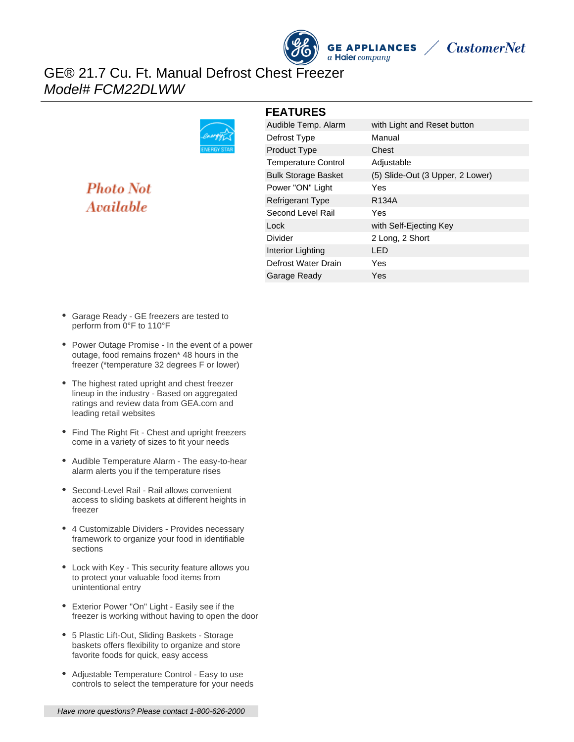GE APPLIANCES
a Haier company

CustomerNet

# GE® 21.7 Cu. Ft. Manual Defrost Chest Freezer
*Model# FCM22DLWW*

Photo Not Available

## FEATURES

| | |
|---|---|
| Audible Temp. Alarm | with Light and Reset button |
| Defrost Type | Manual |
| Product Type | Chest |
| Temperature Control | Adjustable |
| Bulk Storage Basket | (5) Slide-Out (3 Upper, 2 Lower) |
| Power "ON" Light | Yes |
| Refrigerant Type | R134A |
| Second Level Rail | Yes |
| Lock | with Self-Ejecting Key |
| Divider | 2 Long, 2 Short |
| Interior Lighting | LED |
| Defrost Water Drain | Yes |
| Garage Ready | Yes |

- Garage Ready - GE freezers are tested to perform from 0°F to 110°F
- Power Outage Promise - In the event of a power outage, food remains frozen* 48 hours in the freezer (*temperature 32 degrees F or lower)
- The highest rated upright and chest freezer lineup in the industry - Based on aggregated ratings and review data from GEA.com and leading retail websites
- Find The Right Fit - Chest and upright freezers come in a variety of sizes to fit your needs
- Audible Temperature Alarm - The easy-to-hear alarm alerts you if the temperature rises
- Second-Level Rail - Rail allows convenient access to sliding baskets at different heights in freezer
- 4 Customizable Dividers - Provides necessary framework to organize your food in identifiable sections
- Lock with Key - This security feature allows you to protect your valuable food items from unintentional entry
- Exterior Power "On" Light - Easily see if the freezer is working without having to open the door
- 5 Plastic Lift-Out, Sliding Baskets - Storage baskets offers flexibility to organize and store favorite foods for quick, easy access
- Adjustable Temperature Control - Easy to use controls to select the temperature for your needs

*Have more questions? Please contact 1-800-626-2000*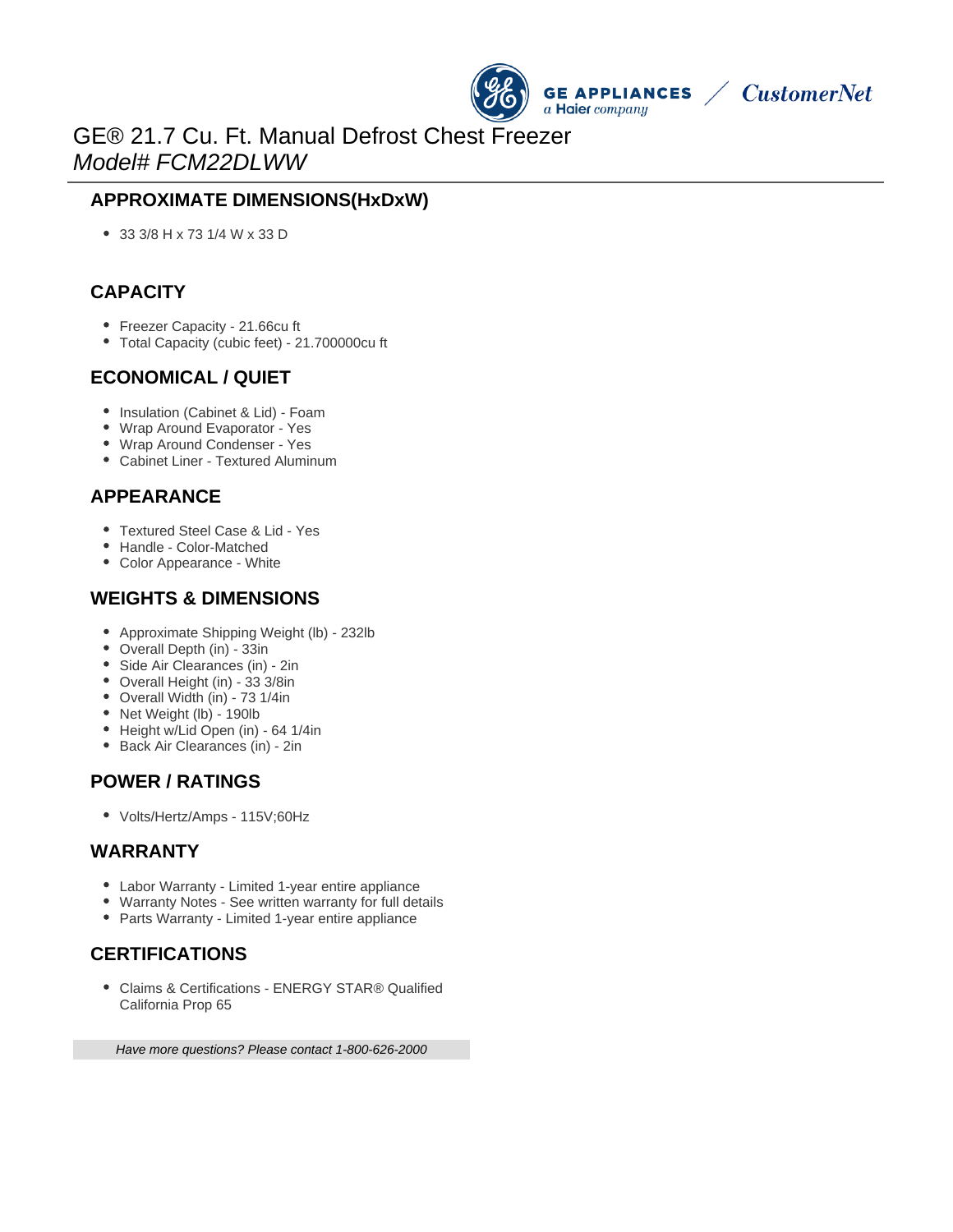# GE® 21.7 Cu. Ft. Manual Defrost Chest Freezer

*Model# FCM22DLWW*

## APPROXIMATE DIMENSIONS(HxDxW)

- 33 3/8 H x 73 1/4 W x 33 D

## CAPACITY

- Freezer Capacity - 21.66cu ft
- Total Capacity (cubic feet) - 21.700000cu ft

## ECONOMICAL / QUIET

- Insulation (Cabinet & Lid) - Foam
- Wrap Around Evaporator - Yes
- Wrap Around Condenser - Yes
- Cabinet Liner - Textured Aluminum

## APPEARANCE

- Textured Steel Case & Lid - Yes
- Handle - Color-Matched
- Color Appearance - White

## WEIGHTS & DIMENSIONS

- Approximate Shipping Weight (lb) - 232lb
- Overall Depth (in) - 33in
- Side Air Clearances (in) - 2in
- Overall Height (in) - 33 3/8in
- Overall Width (in) - 73 1/4in
- Net Weight (lb) - 190lb
- Height w/Lid Open (in) - 64 1/4in
- Back Air Clearances (in) - 2in

## POWER / RATINGS

- Volts/Hertz/Amps - 115V;60Hz

## WARRANTY

- Labor Warranty - Limited 1-year entire appliance
- Warranty Notes - See written warranty for full details
- Parts Warranty - Limited 1-year entire appliance

## CERTIFICATIONS

- Claims & Certifications - ENERGY STAR® Qualified California Prop 65

*Have more questions? Please contact 1-800-626-2000*